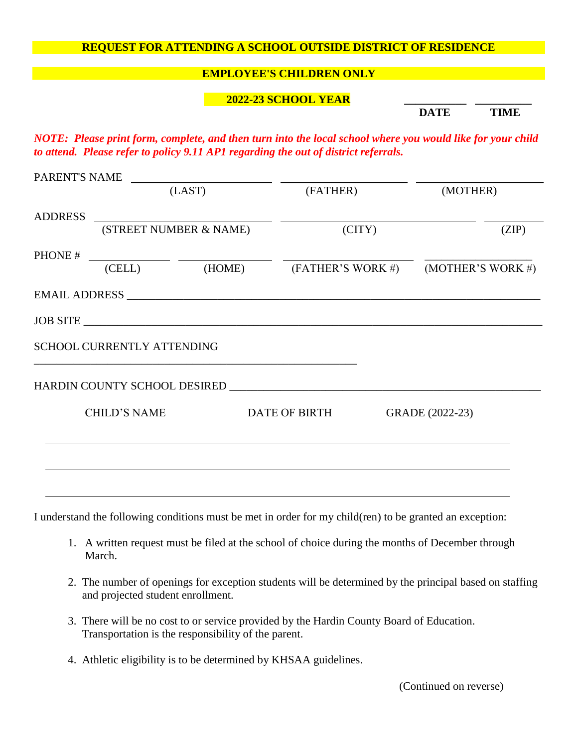**REQUEST FOR ATTENDING A SCHOOL OUTSIDE DISTRICT OF RESIDENCE**

**EMPLOYEE'S CHILDREN ONLY**

**2022-23 SCHOOL YEAR**

__________ __________
**DATE** **TIME**

***NOTE: Please print form, complete, and then turn into the local school where you would like for your child to attend. Please refer to policy 9.11 AP1 regarding the out of district referrals.***

PARENT'S NAME ____________________ ____________________ ____________________
(LAST) (FATHER) (MOTHER)

ADDRESS ____________________ ____________________ __________
(STREET NUMBER & NAME) (CITY) (ZIP)

PHONE # __________ __________ __________ __________
(CELL) (HOME) (FATHER'S WORK #) (MOTHER'S WORK #)

EMAIL ADDRESS ______________________________________________________________

JOB SITE ______________________________________________________________

SCHOOL CURRENTLY ATTENDING

______________________________________________

HARDIN COUNTY SCHOOL DESIRED ____________________________________________

| CHILD'S NAME | DATE OF BIRTH | GRADE (2022-23) |
|---|---|---|
| | | |
| | | |
| | | |

I understand the following conditions must be met in order for my child(ren) to be granted an exception:

1. A written request must be filed at the school of choice during the months of December through March.
2. The number of openings for exception students will be determined by the principal based on staffing and projected student enrollment.
3. There will be no cost to or service provided by the Hardin County Board of Education. Transportation is the responsibility of the parent.
4. Athletic eligibility is to be determined by KHSAA guidelines.

(Continued on reverse)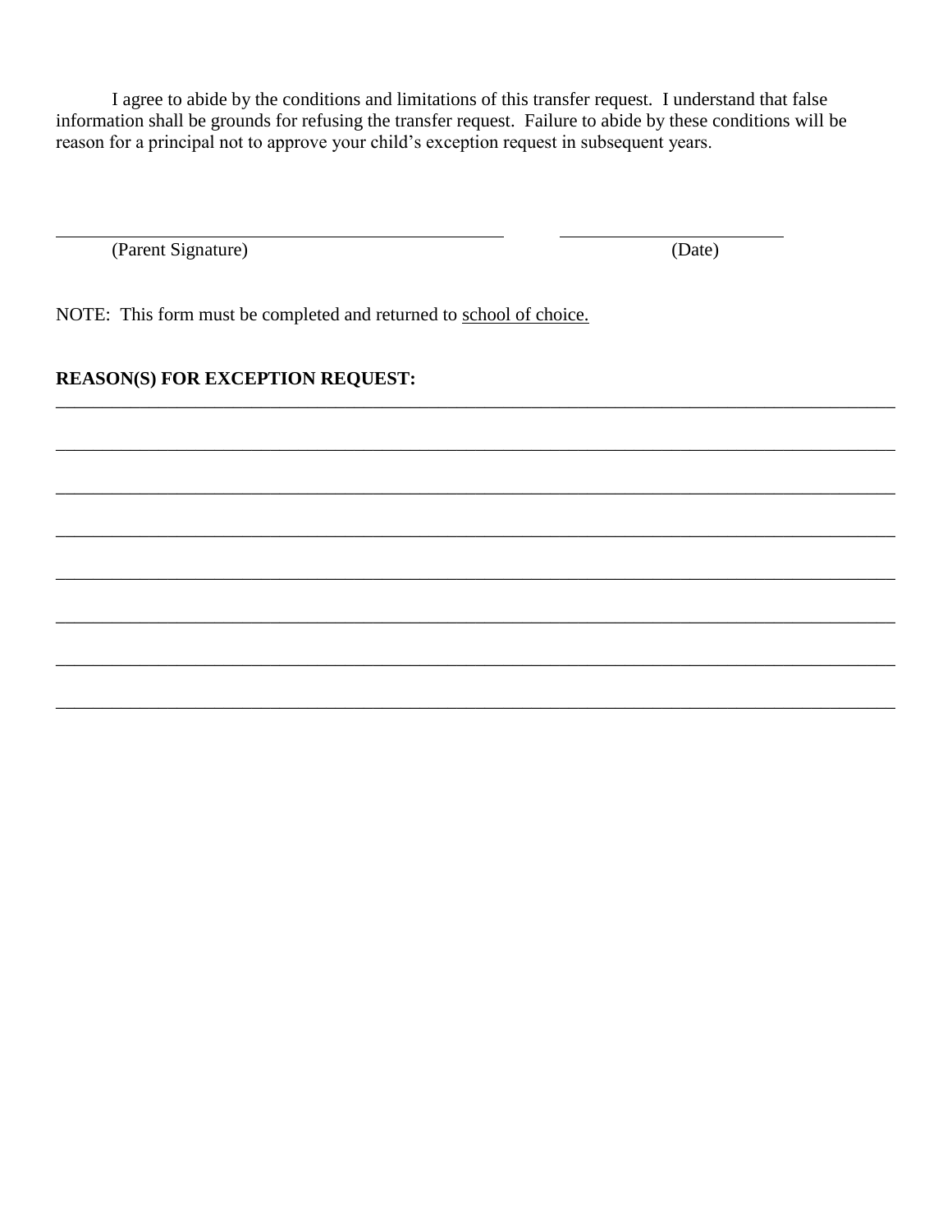I agree to abide by the conditions and limitations of this transfer request. I understand that false information shall be grounds for refusing the transfer request. Failure to abide by these conditions will be reason for a principal not to approve your child's exception request in subsequent years.

_______________________________________________ ________________________

(Parent Signature) (Date)

NOTE: This form must be completed and returned to school of choice.

**REASON(S) FOR EXCEPTION REQUEST:**

_________________________________________________________________________________________

_________________________________________________________________________________________

_________________________________________________________________________________________

_________________________________________________________________________________________

_________________________________________________________________________________________

_________________________________________________________________________________________

_________________________________________________________________________________________

_________________________________________________________________________________________